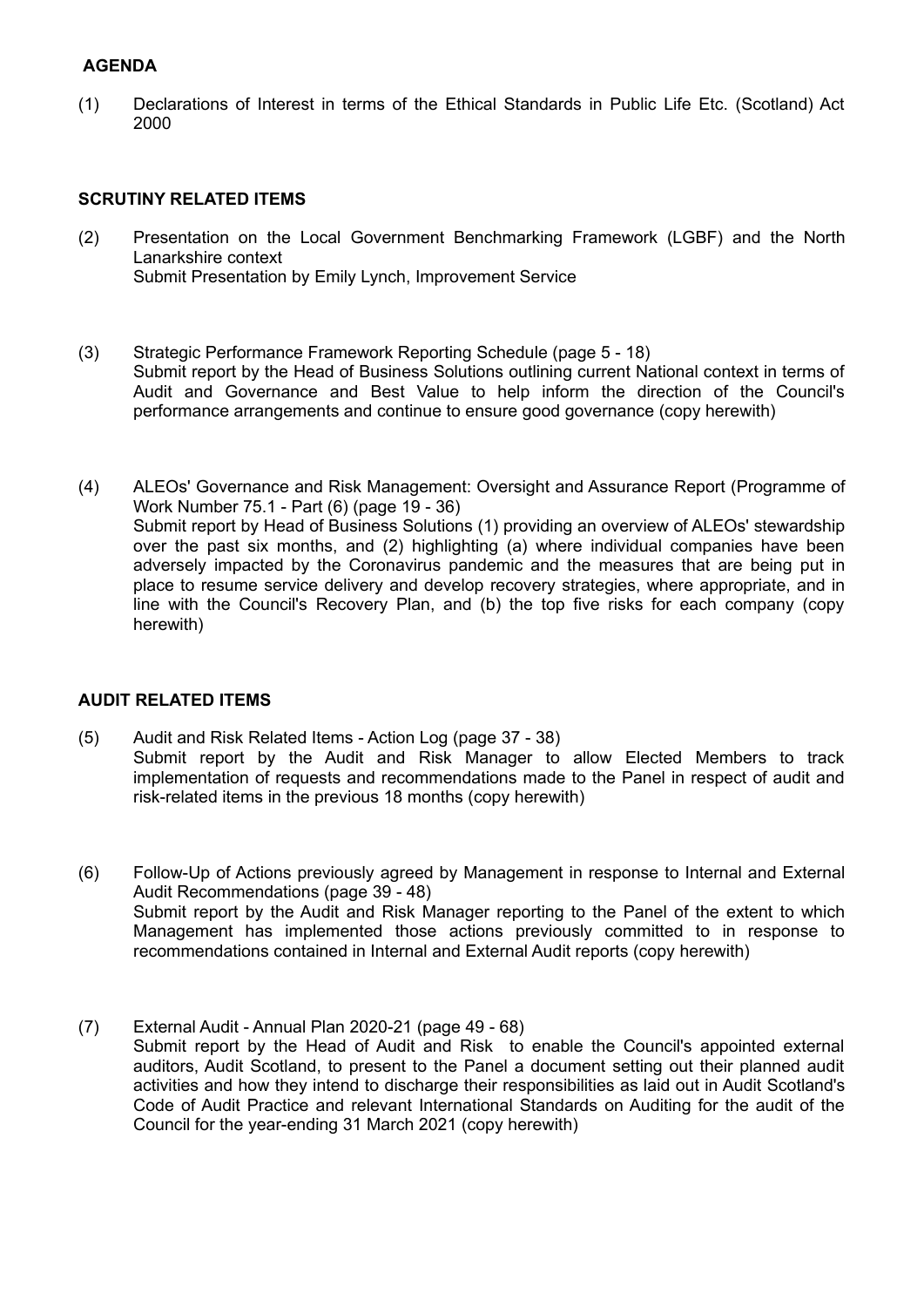## AGENDA

(1) Declarations of Interest in terms of the Ethical Standards in Public Life Etc. (Scotland) Act 2000

### SCRUTINY RELATED ITEMS

(2) Presentation on the Local Government Benchmarking Framework (LGBF) and the North Lanarkshire context
Submit Presentation by Emily Lynch, Improvement Service

(3) Strategic Performance Framework Reporting Schedule (page 5 - 18)
Submit report by the Head of Business Solutions outlining current National context in terms of Audit and Governance and Best Value to help inform the direction of the Council's performance arrangements and continue to ensure good governance (copy herewith)

(4) ALEOs' Governance and Risk Management: Oversight and Assurance Report (Programme of Work Number 75.1 - Part (6) (page 19 - 36)
Submit report by Head of Business Solutions (1) providing an overview of ALEOs' stewardship over the past six months, and (2) highlighting (a) where individual companies have been adversely impacted by the Coronavirus pandemic and the measures that are being put in place to resume service delivery and develop recovery strategies, where appropriate, and in line with the Council's Recovery Plan, and (b) the top five risks for each company (copy herewith)

### AUDIT RELATED ITEMS

(5) Audit and Risk Related Items - Action Log (page 37 - 38)
Submit report by the Audit and Risk Manager to allow Elected Members to track implementation of requests and recommendations made to the Panel in respect of audit and risk-related items in the previous 18 months (copy herewith)

(6) Follow-Up of Actions previously agreed by Management in response to Internal and External Audit Recommendations (page 39 - 48)
Submit report by the Audit and Risk Manager reporting to the Panel of the extent to which Management has implemented those actions previously committed to in response to recommendations contained in Internal and External Audit reports (copy herewith)

(7) External Audit - Annual Plan 2020-21 (page 49 - 68)
Submit report by the Head of Audit and Risk to enable the Council's appointed external auditors, Audit Scotland, to present to the Panel a document setting out their planned audit activities and how they intend to discharge their responsibilities as laid out in Audit Scotland's Code of Audit Practice and relevant International Standards on Auditing for the audit of the Council for the year-ending 31 March 2021 (copy herewith)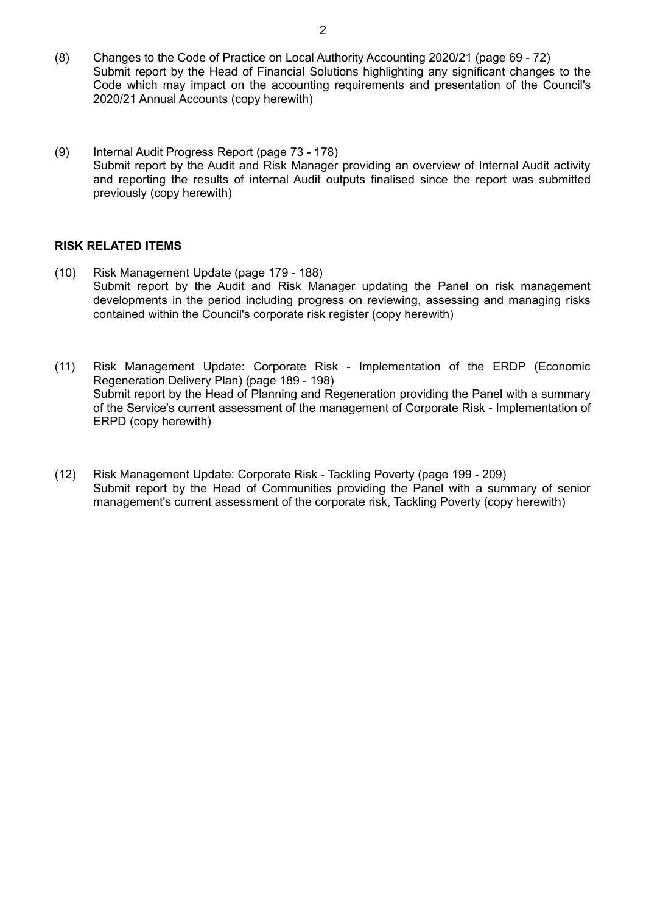(8) Changes to the Code of Practice on Local Authority Accounting 2020/21 (page 69 - 72)
Submit report by the Head of Financial Solutions highlighting any significant changes to the Code which may impact on the accounting requirements and presentation of the Council's 2020/21 Annual Accounts (copy herewith)

(9) Internal Audit Progress Report (page 73 - 178)
Submit report by the Audit and Risk Manager providing an overview of Internal Audit activity and reporting the results of internal Audit outputs finalised since the report was submitted previously (copy herewith)

**RISK RELATED ITEMS**

(10) Risk Management Update (page 179 - 188)
Submit report by the Audit and Risk Manager updating the Panel on risk management developments in the period including progress on reviewing, assessing and managing risks contained within the Council's corporate risk register (copy herewith)

(11) Risk Management Update: Corporate Risk - Implementation of the ERDP (Economic Regeneration Delivery Plan) (page 189 - 198)
Submit report by the Head of Planning and Regeneration providing the Panel with a summary of the Service's current assessment of the management of Corporate Risk - Implementation of ERPD (copy herewith)

(12) Risk Management Update: Corporate Risk - Tackling Poverty (page 199 - 209)
Submit report by the Head of Communities providing the Panel with a summary of senior management's current assessment of the corporate risk, Tackling Poverty (copy herewith)